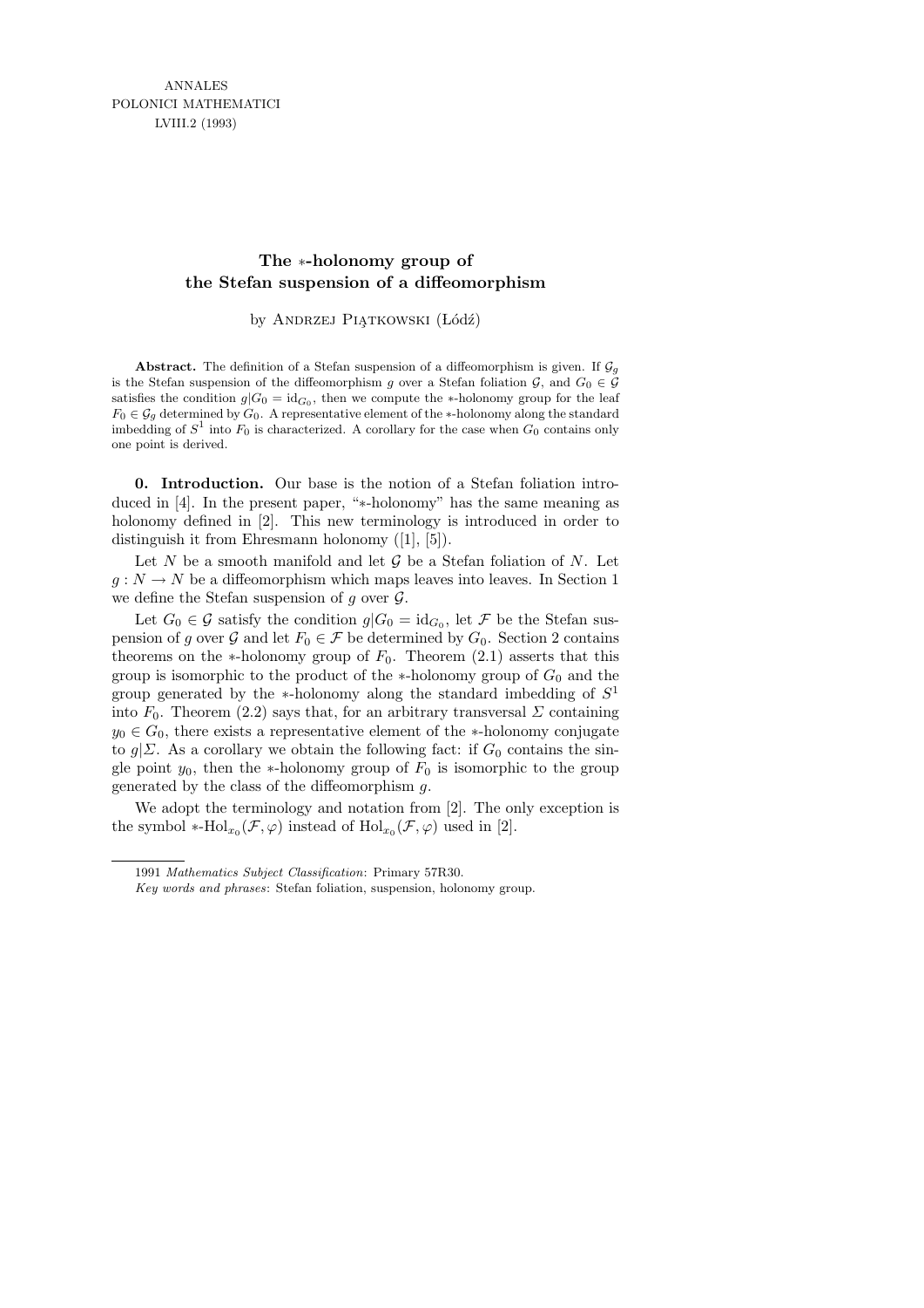ANNALES
POLONICI MATHEMATICI
LVIII.2 (1993)

# The $*$-holonomy group of the Stefan suspension of a diffeomorphism

by Andrzej Piątkowski (Łódź)

**Abstract.** The definition of a Stefan suspension of a diffeomorphism is given. If $\mathcal{G}_g$ is the Stefan suspension of the diffeomorphism $g$ over a Stefan foliation $\mathcal{G}$, and $G_0 \in \mathcal{G}$ satisfies the condition $g|G_0 = \mathrm{id}_{G_0}$, then we compute the $*$-holonomy group for the leaf $F_0 \in \mathcal{G}_g$ determined by $G_0$. A representative element of the $*$-holonomy along the standard imbedding of $S^1$ into $F_0$ is characterized. A corollary for the case when $G_0$ contains only one point is derived.

**0. Introduction.** Our base is the notion of a Stefan foliation introduced in [4]. In the present paper, "$*$-holonomy" has the same meaning as holonomy defined in [2]. This new terminology is introduced in order to distinguish it from Ehresmann holonomy ([1], [5]).

Let $N$ be a smooth manifold and let $\mathcal{G}$ be a Stefan foliation of $N$. Let $g : N \to N$ be a diffeomorphism which maps leaves into leaves. In Section 1 we define the Stefan suspension of $g$ over $\mathcal{G}$.

Let $G_0 \in \mathcal{G}$ satisfy the condition $g|G_0 = \mathrm{id}_{G_0}$, let $\mathcal{F}$ be the Stefan suspension of $g$ over $\mathcal{G}$ and let $F_0 \in \mathcal{F}$ be determined by $G_0$. Section 2 contains theorems on the $*$-holonomy group of $F_0$. Theorem (2.1) asserts that this group is isomorphic to the product of the $*$-holonomy group of $G_0$ and the group generated by the $*$-holonomy along the standard imbedding of $S^1$ into $F_0$. Theorem (2.2) says that, for an arbitrary transversal $\Sigma$ containing $y_0 \in G_0$, there exists a representative element of the $*$-holonomy conjugate to $g|\Sigma$. As a corollary we obtain the following fact: if $G_0$ contains the single point $y_0$, then the $*$-holonomy group of $F_0$ is isomorphic to the group generated by the class of the diffeomorphism $g$.

We adopt the terminology and notation from [2]. The only exception is the symbol $*$-$\mathrm{Hol}_{x_0}(\mathcal{F}, \varphi)$ instead of $\mathrm{Hol}_{x_0}(\mathcal{F}, \varphi)$ used in [2].

---

1991 *Mathematics Subject Classification*: Primary 57R30.

*Key words and phrases*: Stefan foliation, suspension, holonomy group.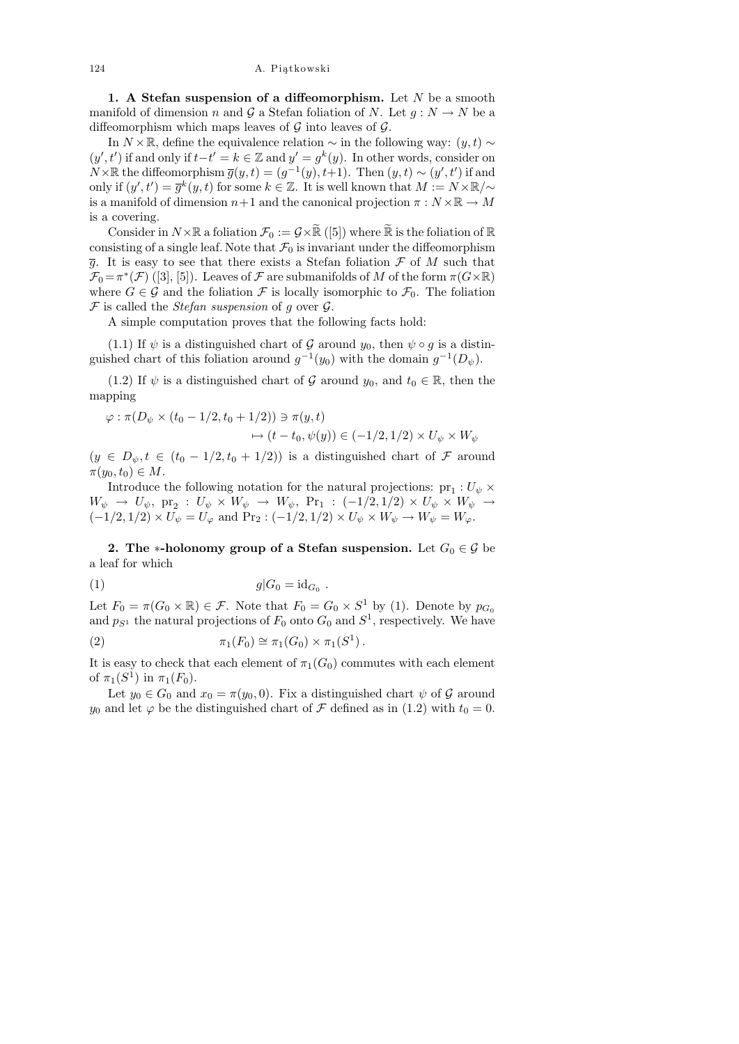**1. A Stefan suspension of a diffeomorphism.** Let $N$ be a smooth manifold of dimension $n$ and $\mathcal{G}$ a Stefan foliation of $N$. Let $g : N \to N$ be a diffeomorphism which maps leaves of $\mathcal{G}$ into leaves of $\mathcal{G}$.

In $N \times \mathbb{R}$, define the equivalence relation $\sim$ in the following way: $(y,t) \sim (y',t')$ if and only if $t - t' = k \in \mathbb{Z}$ and $y' = g^k(y)$. In other words, consider on $N \times \mathbb{R}$ the diffeomorphism $\overline{g}(y,t) = (g^{-1}(y), t+1)$. Then $(y,t) \sim (y',t')$ if and only if $(y',t') = \overline{g}^k(y,t)$ for some $k \in \mathbb{Z}$. It is well known that $M := N \times \mathbb{R}/{\sim}$ is a manifold of dimension $n+1$ and the canonical projection $\pi : N \times \mathbb{R} \to M$ is a covering.

Consider in $N \times \mathbb{R}$ a foliation $\mathcal{F}_0 := \mathcal{G} \times \widetilde{\mathbb{R}}$ ([5]) where $\widetilde{\mathbb{R}}$ is the foliation of $\mathbb{R}$ consisting of a single leaf. Note that $\mathcal{F}_0$ is invariant under the diffeomorphism $\overline{g}$. It is easy to see that there exists a Stefan foliation $\mathcal{F}$ of $M$ such that $\mathcal{F}_0 = \pi^*(\mathcal{F})$ ([3], [5]). Leaves of $\mathcal{F}$ are submanifolds of $M$ of the form $\pi(G \times \mathbb{R})$ where $G \in \mathcal{G}$ and the foliation $\mathcal{F}$ is locally isomorphic to $\mathcal{F}_0$. The foliation $\mathcal{F}$ is called the *Stefan suspension* of $g$ over $\mathcal{G}$.

A simple computation proves that the following facts hold:

(1.1) If $\psi$ is a distinguished chart of $\mathcal{G}$ around $y_0$, then $\psi \circ g$ is a distinguished chart of this foliation around $g^{-1}(y_0)$ with the domain $g^{-1}(D_\psi)$.

(1.2) If $\psi$ is a distinguished chart of $\mathcal{G}$ around $y_0$, and $t_0 \in \mathbb{R}$, then the mapping

$$\varphi : \pi(D_\psi \times (t_0 - 1/2, t_0 + 1/2)) \ni \pi(y,t) \mapsto (t - t_0, \psi(y)) \in (-1/2, 1/2) \times U_\psi \times W_\psi$$

($y \in D_\psi, t \in (t_0 - 1/2, t_0 + 1/2)$) is a distinguished chart of $\mathcal{F}$ around $\pi(y_0, t_0) \in M$.

Introduce the following notation for the natural projections: $\mathrm{pr}_1 : U_\psi \times W_\psi \to U_\psi$, $\mathrm{pr}_2 : U_\psi \times W_\psi \to W_\psi$, $\mathrm{Pr}_1 : (-1/2,1/2) \times U_\psi \times W_\psi \to (-1/2,1/2) \times U_\psi = U_\varphi$ and $\mathrm{Pr}_2 : (-1/2,1/2) \times U_\psi \times W_\psi \to W_\psi = W_\varphi$.

**2. The $*$-holonomy group of a Stefan suspension.** Let $G_0 \in \mathcal{G}$ be a leaf for which

$$g|G_0 = \mathrm{id}_{G_0}\,. \tag{1}$$

Let $F_0 = \pi(G_0 \times \mathbb{R}) \in \mathcal{F}$. Note that $F_0 = G_0 \times S^1$ by (1). Denote by $p_{G_0}$ and $p_{S^1}$ the natural projections of $F_0$ onto $G_0$ and $S^1$, respectively. We have

$$\pi_1(F_0) \cong \pi_1(G_0) \times \pi_1(S^1)\,. \tag{2}$$

It is easy to check that each element of $\pi_1(G_0)$ commutes with each element of $\pi_1(S^1)$ in $\pi_1(F_0)$.

Let $y_0 \in G_0$ and $x_0 = \pi(y_0, 0)$. Fix a distinguished chart $\psi$ of $\mathcal{G}$ around $y_0$ and let $\varphi$ be the distinguished chart of $\mathcal{F}$ defined as in (1.2) with $t_0 = 0$.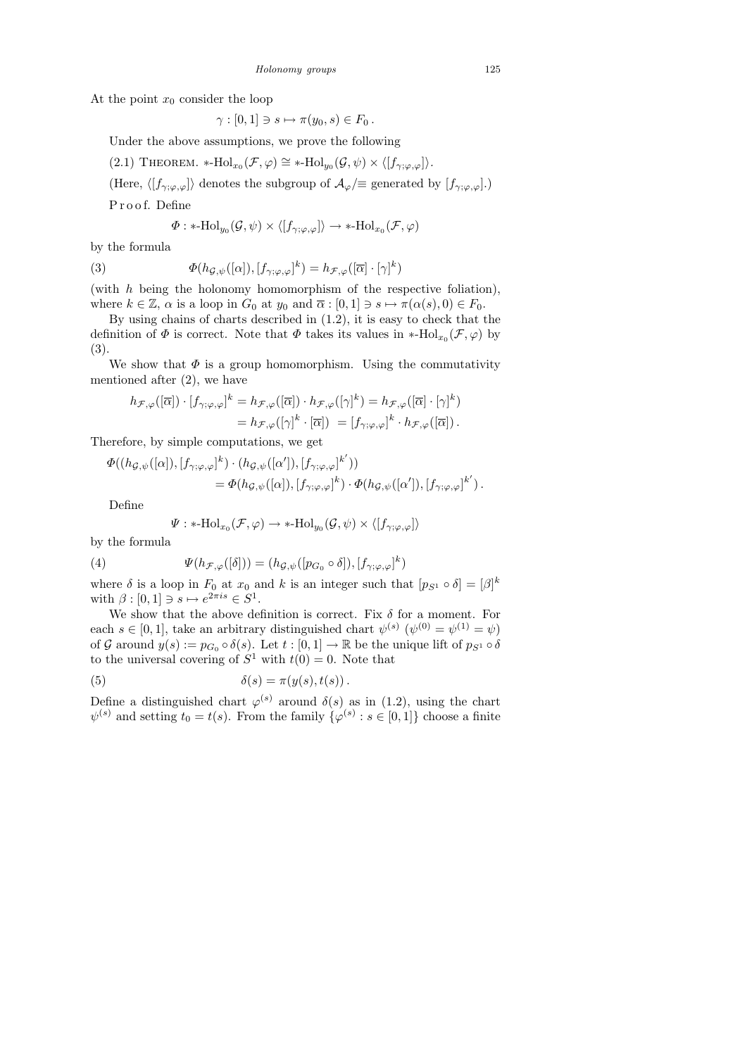At the point $x_0$ consider the loop

$$\gamma : [0,1] \ni s \mapsto \pi(y_0, s) \in F_0 .$$

Under the above assumptions, we prove the following

(2.1) THEOREM. $*\text{-Hol}_{x_0}(\mathcal{F}, \varphi) \cong *\text{-Hol}_{y_0}(\mathcal{G}, \psi) \times \langle [f_{\gamma;\varphi,\varphi}] \rangle$.

(Here, $\langle [f_{\gamma;\varphi,\varphi}] \rangle$ denotes the subgroup of $\mathcal{A}_\varphi/\!\equiv$ generated by $[f_{\gamma;\varphi,\varphi}]$.)

P r o o f. Define

$$\Phi : *\text{-Hol}_{y_0}(\mathcal{G}, \psi) \times \langle [f_{\gamma;\varphi,\varphi}] \rangle \to *\text{-Hol}_{x_0}(\mathcal{F}, \varphi)$$

by the formula

$$\Phi(h_{\mathcal{G},\psi}([\alpha]), [f_{\gamma;\varphi,\varphi}]^k) = h_{\mathcal{F},\varphi}([\overline{\alpha}] \cdot [\gamma]^k) \tag{3}$$

(with $h$ being the holonomy homomorphism of the respective foliation), where $k \in \mathbb{Z}$, $\alpha$ is a loop in $G_0$ at $y_0$ and $\overline{\alpha} : [0,1] \ni s \mapsto \pi(\alpha(s), 0) \in F_0$.

By using chains of charts described in (1.2), it is easy to check that the definition of $\Phi$ is correct. Note that $\Phi$ takes its values in $*\text{-Hol}_{x_0}(\mathcal{F}, \varphi)$ by (3).

We show that $\Phi$ is a group homomorphism. Using the commutativity mentioned after (2), we have

$$\begin{aligned} h_{\mathcal{F},\varphi}([\overline{\alpha}]) \cdot [f_{\gamma;\varphi,\varphi}]^k &= h_{\mathcal{F},\varphi}([\overline{\alpha}]) \cdot h_{\mathcal{F},\varphi}([\gamma]^k) = h_{\mathcal{F},\varphi}([\overline{\alpha}] \cdot [\gamma]^k) \\ &= h_{\mathcal{F},\varphi}([\gamma]^k \cdot [\overline{\alpha}]) \ = [f_{\gamma;\varphi,\varphi}]^k \cdot h_{\mathcal{F},\varphi}([\overline{\alpha}]) . \end{aligned}$$

Therefore, by simple computations, we get

$$\begin{aligned} \Phi((h_{\mathcal{G},\psi}([\alpha]), [f_{\gamma;\varphi,\varphi}]^k) &\cdot (h_{\mathcal{G},\psi}([\alpha']), [f_{\gamma;\varphi,\varphi}]^{k'})) \\ &= \Phi(h_{\mathcal{G},\psi}([\alpha]), [f_{\gamma;\varphi,\varphi}]^k) \cdot \Phi(h_{\mathcal{G},\psi}([\alpha']), [f_{\gamma;\varphi,\varphi}]^{k'}) . \end{aligned}$$

Define

$$\Psi : *\text{-Hol}_{x_0}(\mathcal{F}, \varphi) \to *\text{-Hol}_{y_0}(\mathcal{G}, \psi) \times \langle [f_{\gamma;\varphi,\varphi}] \rangle$$

by the formula

$$\Psi(h_{\mathcal{F},\varphi}([\delta])) = (h_{\mathcal{G},\psi}([p_{G_0} \circ \delta]), [f_{\gamma;\varphi,\varphi}]^k) \tag{4}$$

where $\delta$ is a loop in $F_0$ at $x_0$ and $k$ is an integer such that $[p_{S^1} \circ \delta] = [\beta]^k$ with $\beta : [0,1] \ni s \mapsto e^{2\pi i s} \in S^1$.

We show that the above definition is correct. Fix $\delta$ for a moment. For each $s \in [0,1]$, take an arbitrary distinguished chart $\psi^{(s)}$ ($\psi^{(0)} = \psi^{(1)} = \psi$) of $\mathcal{G}$ around $y(s) := p_{G_0} \circ \delta(s)$. Let $t : [0,1] \to \mathbb{R}$ be the unique lift of $p_{S^1} \circ \delta$ to the universal covering of $S^1$ with $t(0) = 0$. Note that

$$\delta(s) = \pi(y(s), t(s)) . \tag{5}$$

Define a distinguished chart $\varphi^{(s)}$ around $\delta(s)$ as in (1.2), using the chart $\psi^{(s)}$ and setting $t_0 = t(s)$. From the family $\{\varphi^{(s)} : s \in [0,1]\}$ choose a finite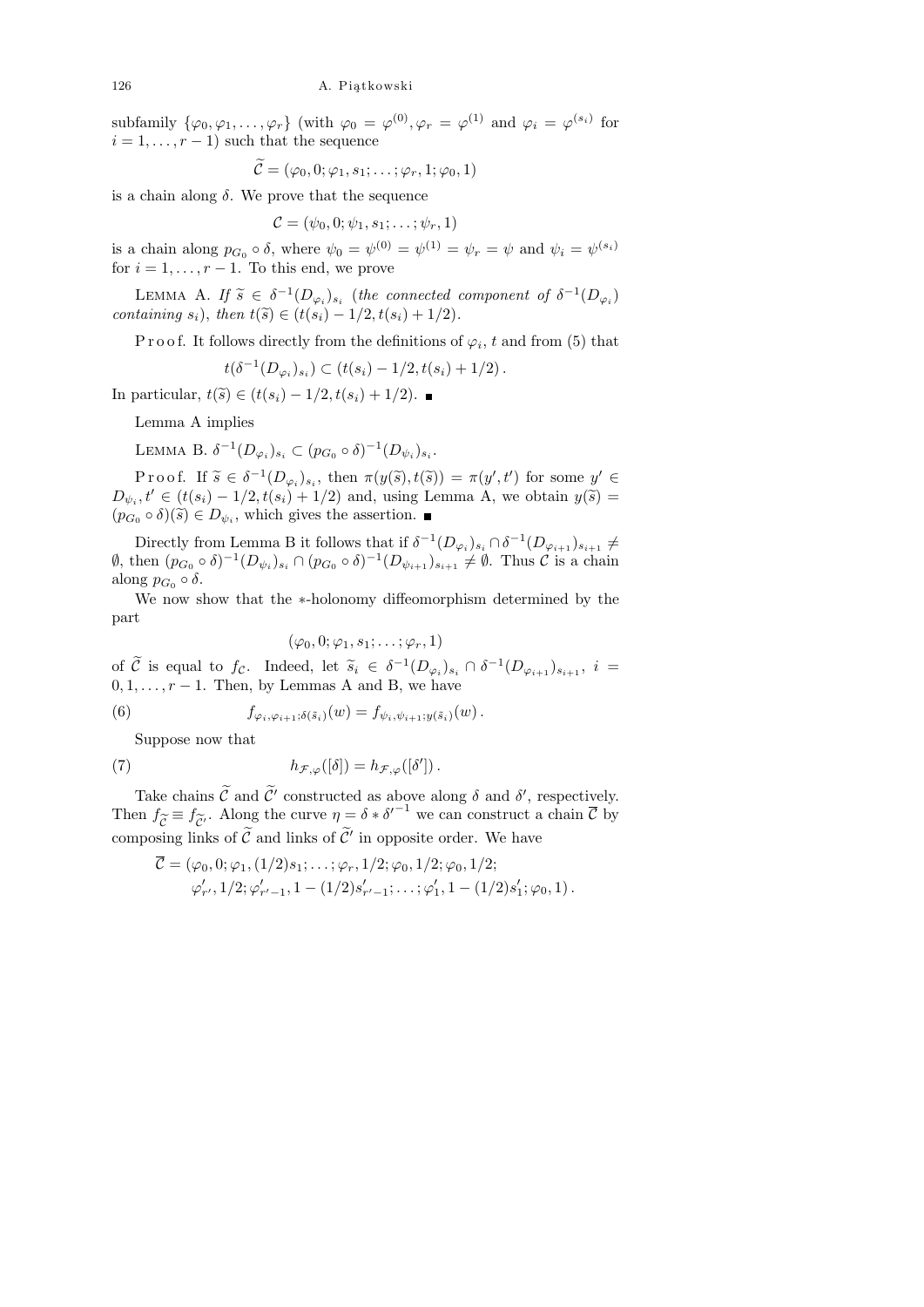subfamily $\{\varphi_0, \varphi_1, \ldots, \varphi_r\}$ (with $\varphi_0 = \varphi^{(0)}, \varphi_r = \varphi^{(1)}$ and $\varphi_i = \varphi^{(s_i)}$ for $i = 1, \ldots, r-1$) such that the sequence

$$\widetilde{\mathcal{C}} = (\varphi_0, 0; \varphi_1, s_1; \ldots; \varphi_r, 1; \varphi_0, 1)$$

is a chain along $\delta$. We prove that the sequence

$$\mathcal{C} = (\psi_0, 0; \psi_1, s_1; \ldots; \psi_r, 1)$$

is a chain along $p_{G_0} \circ \delta$, where $\psi_0 = \psi^{(0)} = \psi^{(1)} = \psi_r = \psi$ and $\psi_i = \psi^{(s_i)}$ for $i = 1, \ldots, r-1$. To this end, we prove

Lemma A. *If $\widetilde{s} \in \delta^{-1}(D_{\varphi_i})_{s_i}$ (the connected component of $\delta^{-1}(D_{\varphi_i})$ containing $s_i$), then $t(\widetilde{s}) \in (t(s_i) - 1/2, t(s_i) + 1/2)$.*

Proof. It follows directly from the definitions of $\varphi_i$, $t$ and from (5) that

$$t(\delta^{-1}(D_{\varphi_i})_{s_i}) \subset (t(s_i) - 1/2, t(s_i) + 1/2)\,.$$

In particular, $t(\widetilde{s}) \in (t(s_i) - 1/2, t(s_i) + 1/2)$. ∎

Lemma A implies

Lemma B. $\delta^{-1}(D_{\varphi_i})_{s_i} \subset (p_{G_0} \circ \delta)^{-1}(D_{\psi_i})_{s_i}$.

Proof. If $\widetilde{s} \in \delta^{-1}(D_{\varphi_i})_{s_i}$, then $\pi(y(\widetilde{s}), t(\widetilde{s})) = \pi(y', t')$ for some $y' \in D_{\psi_i}$, $t' \in (t(s_i) - 1/2, t(s_i) + 1/2)$ and, using Lemma A, we obtain $y(\widetilde{s}) = (p_{G_0} \circ \delta)(\widetilde{s}) \in D_{\psi_i}$, which gives the assertion. ∎

Directly from Lemma B it follows that if $\delta^{-1}(D_{\varphi_i})_{s_i} \cap \delta^{-1}(D_{\varphi_{i+1}})_{s_{i+1}} \neq \emptyset$, then $(p_{G_0} \circ \delta)^{-1}(D_{\psi_i})_{s_i} \cap (p_{G_0} \circ \delta)^{-1}(D_{\psi_{i+1}})_{s_{i+1}} \neq \emptyset$. Thus $\mathcal{C}$ is a chain along $p_{G_0} \circ \delta$.

We now show that the $*$-holonomy diffeomorphism determined by the part

$$(\varphi_0, 0; \varphi_1, s_1; \ldots; \varphi_r, 1)$$

of $\widetilde{\mathcal{C}}$ is equal to $f_{\mathcal{C}}$. Indeed, let $\widetilde{s}_i \in \delta^{-1}(D_{\varphi_i})_{s_i} \cap \delta^{-1}(D_{\varphi_{i+1}})_{s_{i+1}}$, $i = 0, 1, \ldots, r-1$. Then, by Lemmas A and B, we have

$$f_{\varphi_i, \varphi_{i+1}; \delta(\widetilde{s}_i)}(w) = f_{\psi_i, \psi_{i+1}; y(\widetilde{s}_i)}(w)\,. \tag{6}$$

Suppose now that

$$h_{\mathcal{F}, \varphi}([\delta]) = h_{\mathcal{F}, \varphi}([\delta'])\,. \tag{7}$$

Take chains $\widetilde{\mathcal{C}}$ and $\widetilde{\mathcal{C}}'$ constructed as above along $\delta$ and $\delta'$, respectively. Then $f_{\widetilde{\mathcal{C}}} \equiv f_{\widetilde{\mathcal{C}}'}$. Along the curve $\eta = \delta * \delta'^{-1}$ we can construct a chain $\overline{\mathcal{C}}$ by composing links of $\widetilde{\mathcal{C}}$ and links of $\widetilde{\mathcal{C}}'$ in opposite order. We have

$$\begin{aligned}\overline{\mathcal{C}} = (&\varphi_0, 0; \varphi_1, (1/2)s_1; \ldots; \varphi_r, 1/2; \varphi_0, 1/2; \varphi_0, 1/2;\\ &\varphi'_{r'}, 1/2; \varphi'_{r'-1}, 1 - (1/2)s'_{r'-1}; \ldots; \varphi'_1, 1 - (1/2)s'_1; \varphi_0, 1)\,.\end{aligned}$$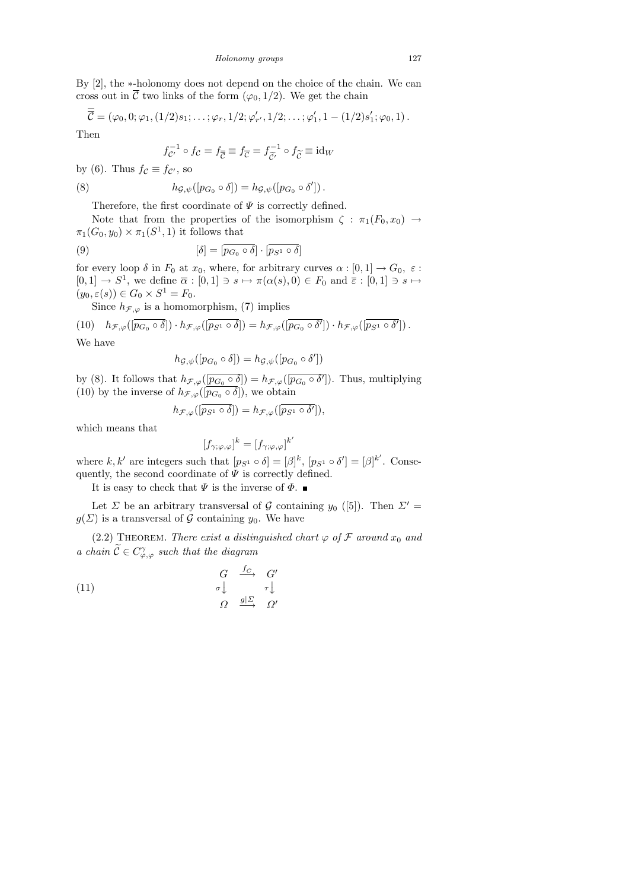By [2], the $*$-holonomy does not depend on the choice of the chain. We can cross out in $\overline{\mathcal{C}}$ two links of the form $(\varphi_0, 1/2)$. We get the chain

$$\overline{\overline{\mathcal{C}}} = (\varphi_0, 0; \varphi_1, (1/2)s_1; \ldots; \varphi_r, 1/2; \varphi'_{r'}, 1/2; \ldots; \varphi'_1, 1-(1/2)s'_1; \varphi_0, 1)\,.$$

Then

$$f_{\mathcal{C}'}^{-1} \circ f_{\mathcal{C}} = f_{\overline{\overline{\mathcal{C}}}} \equiv f_{\overline{\mathcal{C}}} = f_{\widetilde{\mathcal{C}}'}^{-1} \circ f_{\widetilde{\mathcal{C}}} \equiv \mathrm{id}_W$$

by (6). Thus $f_{\mathcal{C}} \equiv f_{\mathcal{C}'}$, so

$$h_{\mathcal{G},\psi}([p_{G_0} \circ \delta]) = h_{\mathcal{G},\psi}([p_{G_0} \circ \delta'])\,. \tag{8}$$

Therefore, the first coordinate of $\Psi$ is correctly defined.

Note that from the properties of the isomorphism $\zeta : \pi_1(F_0, x_0) \to \pi_1(G_0, y_0) \times \pi_1(S^1, 1)$ it follows that

$$[\delta] = [\overline{p_{G_0} \circ \delta}] \cdot [\overline{p_{S^1} \circ \delta}] \tag{9}$$

for every loop $\delta$ in $F_0$ at $x_0$, where, for arbitrary curves $\alpha : [0,1] \to G_0$, $\varepsilon : [0,1] \to S^1$, we define $\overline{\alpha} : [0,1] \ni s \mapsto \pi(\alpha(s), 0) \in F_0$ and $\overline{\varepsilon} : [0,1] \ni s \mapsto (y_0, \varepsilon(s)) \in G_0 \times S^1 = F_0$.

Since $h_{\mathcal{F},\varphi}$ is a homomorphism, (7) implies

$$h_{\mathcal{F},\varphi}([\overline{p_{G_0} \circ \delta}]) \cdot h_{\mathcal{F},\varphi}([\overline{p_{S^1} \circ \delta}]) = h_{\mathcal{F},\varphi}([\overline{p_{G_0} \circ \delta'}]) \cdot h_{\mathcal{F},\varphi}([\overline{p_{S^1} \circ \delta'}])\,. \tag{10}$$

We have

$$h_{\mathcal{G},\psi}([p_{G_0} \circ \delta]) = h_{\mathcal{G},\psi}([p_{G_0} \circ \delta'])$$

by (8). It follows that $h_{\mathcal{F},\varphi}([\overline{p_{G_0} \circ \delta}]) = h_{\mathcal{F},\varphi}([\overline{p_{G_0} \circ \delta'}])$. Thus, multiplying (10) by the inverse of $h_{\mathcal{F},\varphi}([\overline{p_{G_0} \circ \delta}])$, we obtain

$$h_{\mathcal{F},\varphi}([\overline{p_{S^1} \circ \delta}]) = h_{\mathcal{F},\varphi}([\overline{p_{S^1} \circ \delta'}]),$$

which means that

$$[f_{\gamma;\varphi,\varphi}]^k = [f_{\gamma;\varphi,\varphi}]^{k'}$$

where $k, k'$ are integers such that $[p_{S^1} \circ \delta] = [\beta]^k$, $[p_{S^1} \circ \delta'] = [\beta]^{k'}$. Consequently, the second coordinate of $\Psi$ is correctly defined.

It is easy to check that $\Psi$ is the inverse of $\Phi$. ∎

Let $\Sigma$ be an arbitrary transversal of $\mathcal{G}$ containing $y_0$ ([5]). Then $\Sigma' = g(\Sigma)$ is a transversal of $\mathcal{G}$ containing $y_0$. We have

(2.2) Theorem. *There exist a distinguished chart $\varphi$ of $\mathcal{F}$ around $x_0$ and a chain $\widetilde{\mathcal{C}} \in C^{\gamma}_{\varphi,\varphi}$ such that the diagram*

$$\begin{array}{ccc} G & \xrightarrow{f_{\widetilde{\mathcal{C}}}} & G' \\ \sigma\big\downarrow & & \tau\big\downarrow \\ \Omega & \xrightarrow{g|\Sigma} & \Omega' \end{array} \tag{11}$$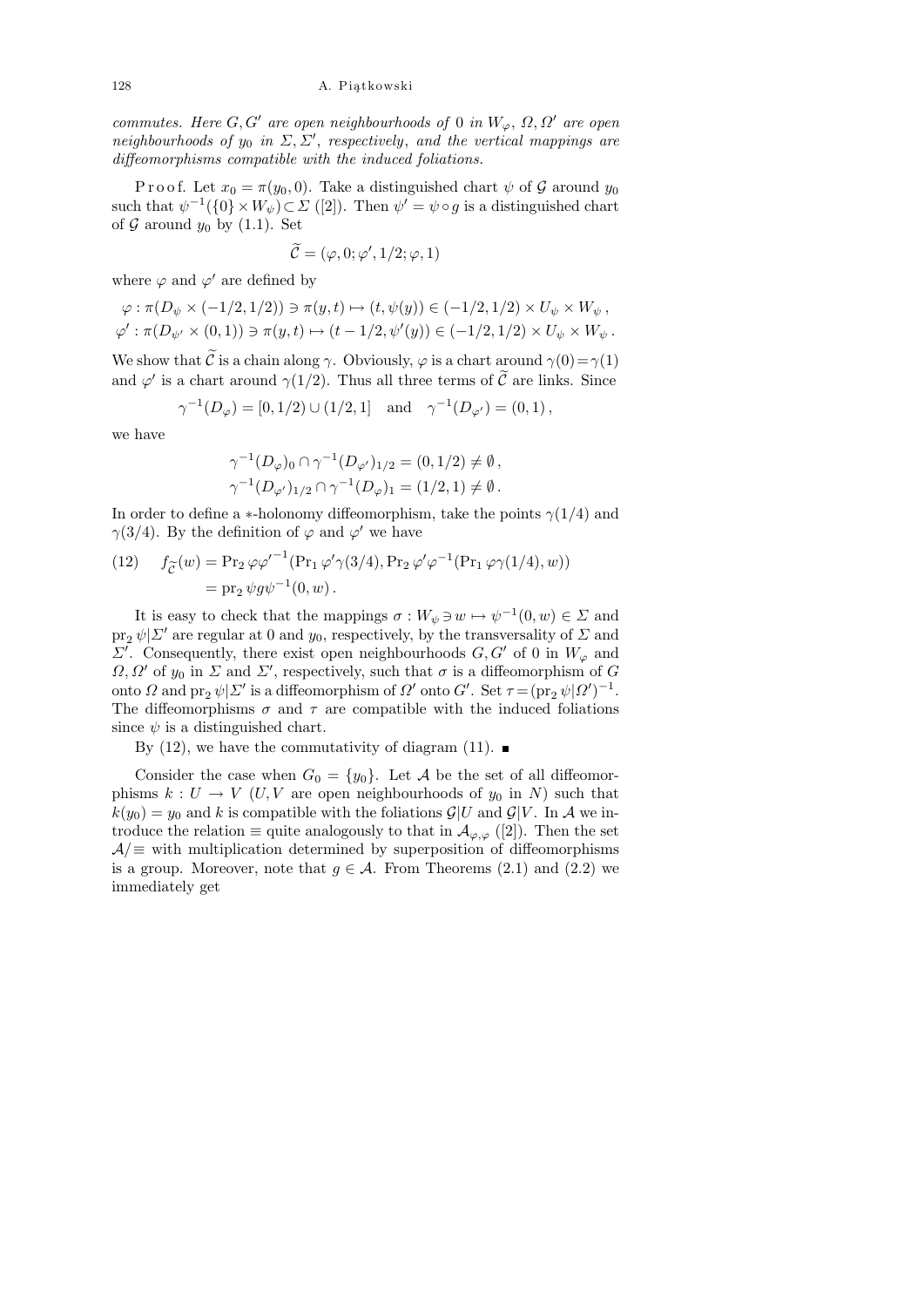*commutes. Here $G, G'$ are open neighbourhoods of $0$ in $W_\varphi$, $\Omega, \Omega'$ are open neighbourhoods of $y_0$ in $\Sigma, \Sigma'$, respectively, and the vertical mappings are diffeomorphisms compatible with the induced foliations.*

Proof. Let $x_0 = \pi(y_0, 0)$. Take a distinguished chart $\psi$ of $\mathcal{G}$ around $y_0$ such that $\psi^{-1}(\{0\} \times W_\psi) \subset \Sigma$ ([2]). Then $\psi' = \psi \circ g$ is a distinguished chart of $\mathcal{G}$ around $y_0$ by (1.1). Set

$$\widetilde{\mathcal{C}} = (\varphi, 0; \varphi', 1/2; \varphi, 1)$$

where $\varphi$ and $\varphi'$ are defined by

$$\varphi : \pi(D_\psi \times (-1/2, 1/2)) \ni \pi(y,t) \mapsto (t, \psi(y)) \in (-1/2, 1/2) \times U_\psi \times W_\psi\,,$$
$$\varphi' : \pi(D_{\psi'} \times (0, 1)) \ni \pi(y,t) \mapsto (t - 1/2, \psi'(y)) \in (-1/2, 1/2) \times U_\psi \times W_\psi\,.$$

We show that $\widetilde{\mathcal{C}}$ is a chain along $\gamma$. Obviously, $\varphi$ is a chart around $\gamma(0) = \gamma(1)$ and $\varphi'$ is a chart around $\gamma(1/2)$. Thus all three terms of $\widetilde{\mathcal{C}}$ are links. Since

$$\gamma^{-1}(D_\varphi) = [0, 1/2) \cup (1/2, 1] \quad \text{and} \quad \gamma^{-1}(D_{\varphi'}) = (0, 1)\,,$$

we have

$$\gamma^{-1}(D_\varphi)_0 \cap \gamma^{-1}(D_{\varphi'})_{1/2} = (0, 1/2) \neq \emptyset\,,$$
$$\gamma^{-1}(D_{\varphi'})_{1/2} \cap \gamma^{-1}(D_\varphi)_1 = (1/2, 1) \neq \emptyset\,.$$

In order to define a $*$-holonomy diffeomorphism, take the points $\gamma(1/4)$ and $\gamma(3/4)$. By the definition of $\varphi$ and $\varphi'$ we have

$$\begin{aligned}(12)\qquad f_{\widetilde{\mathcal{C}}}(w) &= \operatorname{Pr}_2 \varphi {\varphi'}^{-1}(\operatorname{Pr}_1 \varphi' \gamma(3/4), \operatorname{Pr}_2 \varphi' \varphi^{-1}(\operatorname{Pr}_1 \varphi \gamma(1/4), w)) \\ &= \operatorname{pr}_2 \psi g \psi^{-1}(0, w)\,.\end{aligned}$$

It is easy to check that the mappings $\sigma : W_\psi \ni w \mapsto \psi^{-1}(0, w) \in \Sigma$ and $\operatorname{pr}_2 \psi | \Sigma'$ are regular at $0$ and $y_0$, respectively, by the transversality of $\Sigma$ and $\Sigma'$. Consequently, there exist open neighbourhoods $G, G'$ of $0$ in $W_\varphi$ and $\Omega, \Omega'$ of $y_0$ in $\Sigma$ and $\Sigma'$, respectively, such that $\sigma$ is a diffeomorphism of $G$ onto $\Omega$ and $\operatorname{pr}_2 \psi | \Sigma'$ is a diffeomorphism of $\Omega'$ onto $G'$. Set $\tau = (\operatorname{pr}_2 \psi | \Omega')^{-1}$. The diffeomorphisms $\sigma$ and $\tau$ are compatible with the induced foliations since $\psi$ is a distinguished chart.

By (12), we have the commutativity of diagram (11). ■

Consider the case when $G_0 = \{y_0\}$. Let $\mathcal{A}$ be the set of all diffeomorphisms $k : U \to V$ ($U, V$ are open neighbourhoods of $y_0$ in $N$) such that $k(y_0) = y_0$ and $k$ is compatible with the foliations $\mathcal{G}|U$ and $\mathcal{G}|V$. In $\mathcal{A}$ we introduce the relation $\equiv$ quite analogously to that in $\mathcal{A}_{\varphi,\varphi}$ ([2]). Then the set $\mathcal{A}/\equiv$ with multiplication determined by superposition of diffeomorphisms is a group. Moreover, note that $g \in \mathcal{A}$. From Theorems (2.1) and (2.2) we immediately get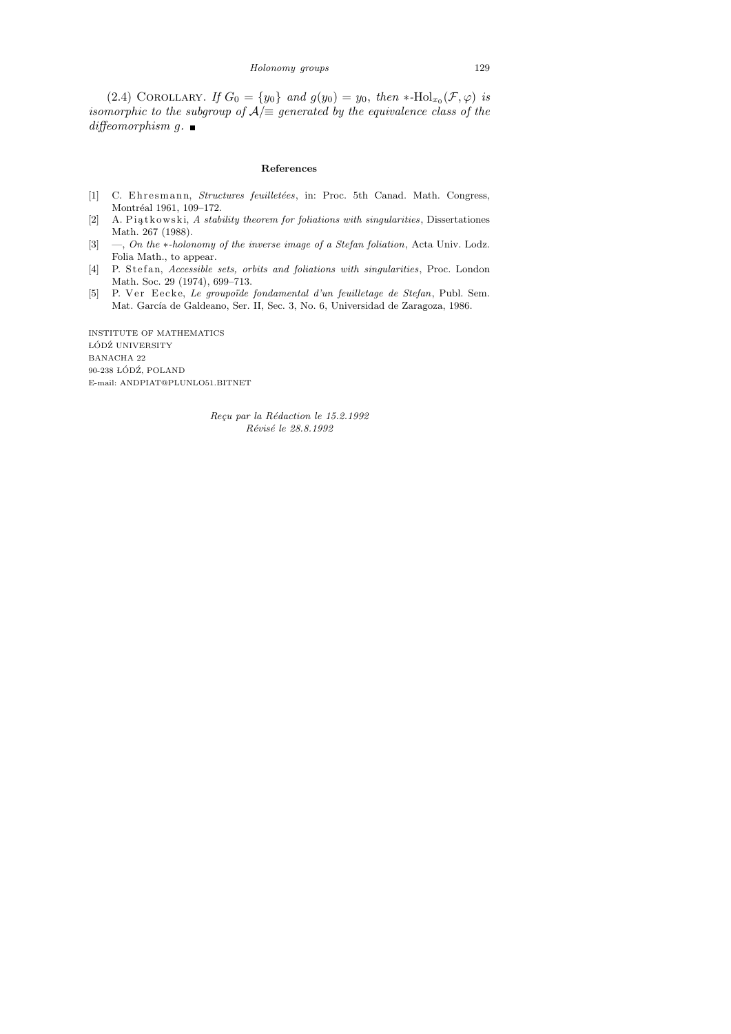(2.4) COROLLARY. *If $G_0 = \{y_0\}$ and $g(y_0) = y_0$, then $*\text{-Hol}_{x_0}(\mathcal{F}, \varphi)$ is isomorphic to the subgroup of $\mathcal{A}/\equiv$ generated by the equivalence class of the diffeomorphism $g$.* ■

### References

[1] C. Ehresmann, *Structures feuilletées*, in: Proc. 5th Canad. Math. Congress, Montréal 1961, 109–172.

[2] A. Piątkowski, *A stability theorem for foliations with singularities*, Dissertationes Math. 267 (1988).

[3] —, *On the $*$-holonomy of the inverse image of a Stefan foliation*, Acta Univ. Lodz. Folia Math., to appear.

[4] P. Stefan, *Accessible sets, orbits and foliations with singularities*, Proc. London Math. Soc. 29 (1974), 699–713.

[5] P. Ver Eecke, *Le groupoïde fondamental d'un feuilletage de Stefan*, Publ. Sem. Mat. García de Galdeano, Ser. II, Sec. 3, No. 6, Universidad de Zaragoza, 1986.

INSTITUTE OF MATHEMATICS
ŁÓDŹ UNIVERSITY
BANACHA 22
90-238 ŁÓDŹ, POLAND
E-mail: ANDPIAT@PLUNLO51.BITNET

*Reçu par la Rédaction le 15.2.1992*
*Révisé le 28.8.1992*